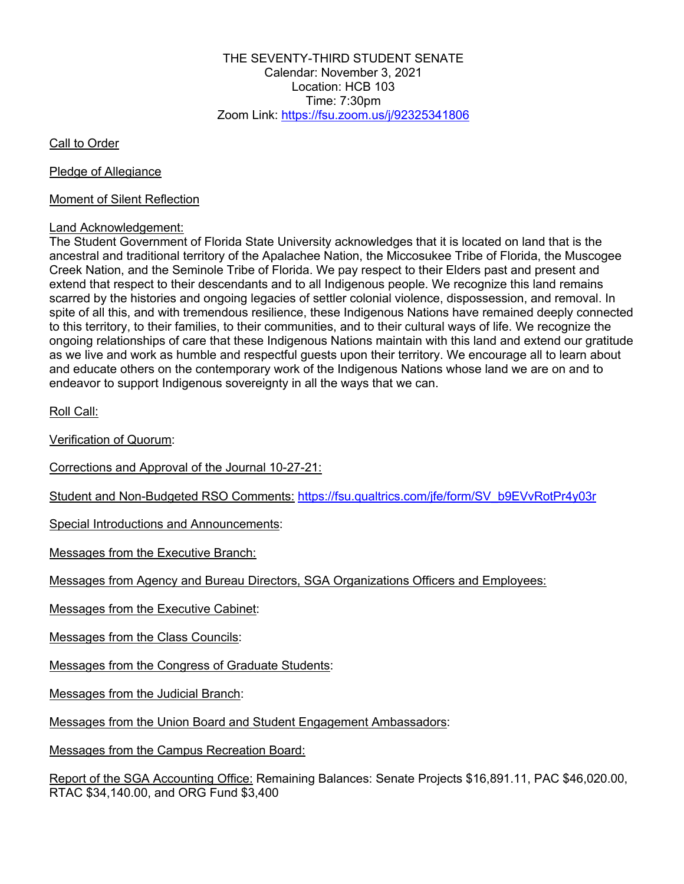THE SEVENTY-THIRD STUDENT SENATE
Calendar: November 3, 2021
Location: HCB 103
Time: 7:30pm
Zoom Link: https://fsu.zoom.us/j/92325341806

Call to Order

Pledge of Allegiance

Moment of Silent Reflection

Land Acknowledgement:
The Student Government of Florida State University acknowledges that it is located on land that is the ancestral and traditional territory of the Apalachee Nation, the Miccosukee Tribe of Florida, the Muscogee Creek Nation, and the Seminole Tribe of Florida. We pay respect to their Elders past and present and extend that respect to their descendants and to all Indigenous people. We recognize this land remains scarred by the histories and ongoing legacies of settler colonial violence, dispossession, and removal. In spite of all this, and with tremendous resilience, these Indigenous Nations have remained deeply connected to this territory, to their families, to their communities, and to their cultural ways of life. We recognize the ongoing relationships of care that these Indigenous Nations maintain with this land and extend our gratitude as we live and work as humble and respectful guests upon their territory. We encourage all to learn about and educate others on the contemporary work of the Indigenous Nations whose land we are on and to endeavor to support Indigenous sovereignty in all the ways that we can.

Roll Call:

Verification of Quorum:

Corrections and Approval of the Journal 10-27-21:

Student and Non-Budgeted RSO Comments: https://fsu.qualtrics.com/jfe/form/SV_b9EVvRotPr4y03r

Special Introductions and Announcements:

Messages from the Executive Branch:

Messages from Agency and Bureau Directors, SGA Organizations Officers and Employees:

Messages from the Executive Cabinet:

Messages from the Class Councils:

Messages from the Congress of Graduate Students:

Messages from the Judicial Branch:

Messages from the Union Board and Student Engagement Ambassadors:

Messages from the Campus Recreation Board:

Report of the SGA Accounting Office: Remaining Balances: Senate Projects $16,891.11, PAC $46,020.00, RTAC $34,140.00, and ORG Fund $3,400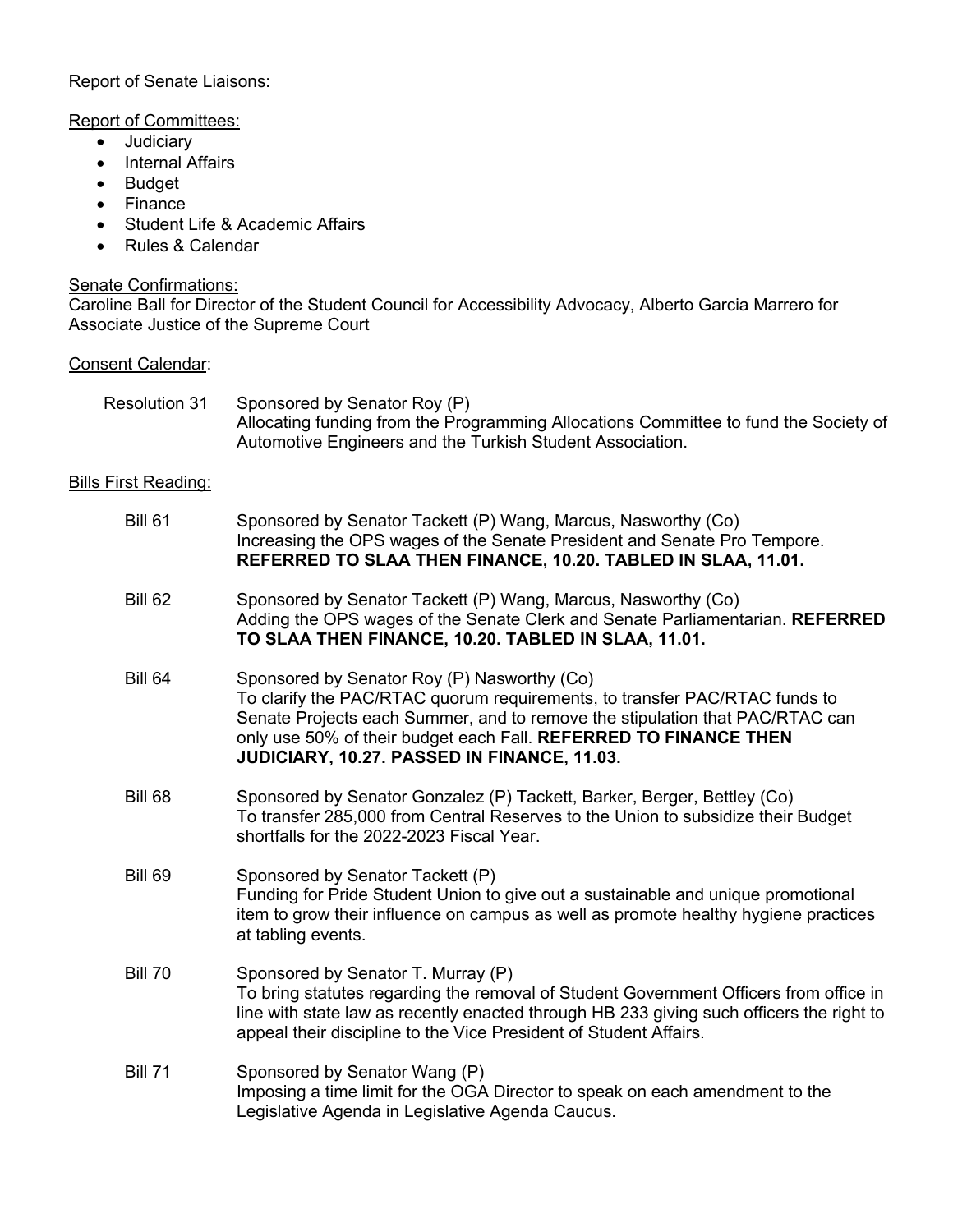Report of Senate Liaisons:

Report of Committees:

- Judiciary
- Internal Affairs
- Budget
- Finance
- Student Life & Academic Affairs
- Rules & Calendar

Senate Confirmations:

Caroline Ball for Director of the Student Council for Accessibility Advocacy, Alberto Garcia Marrero for Associate Justice of the Supreme Court

Consent Calendar:

Resolution 31 — Sponsored by Senator Roy (P)
Allocating funding from the Programming Allocations Committee to fund the Society of Automotive Engineers and the Turkish Student Association.

Bills First Reading:

Bill 61 — Sponsored by Senator Tackett (P) Wang, Marcus, Nasworthy (Co)
Increasing the OPS wages of the Senate President and Senate Pro Tempore. **REFERRED TO SLAA THEN FINANCE, 10.20. TABLED IN SLAA, 11.01.**

Bill 62 — Sponsored by Senator Tackett (P) Wang, Marcus, Nasworthy (Co)
Adding the OPS wages of the Senate Clerk and Senate Parliamentarian. **REFERRED TO SLAA THEN FINANCE, 10.20. TABLED IN SLAA, 11.01.**

Bill 64 — Sponsored by Senator Roy (P) Nasworthy (Co)
To clarify the PAC/RTAC quorum requirements, to transfer PAC/RTAC funds to Senate Projects each Summer, and to remove the stipulation that PAC/RTAC can only use 50% of their budget each Fall. **REFERRED TO FINANCE THEN JUDICIARY, 10.27. PASSED IN FINANCE, 11.03.**

Bill 68 — Sponsored by Senator Gonzalez (P) Tackett, Barker, Berger, Bettley (Co)
To transfer 285,000 from Central Reserves to the Union to subsidize their Budget shortfalls for the 2022-2023 Fiscal Year.

Bill 69 — Sponsored by Senator Tackett (P)
Funding for Pride Student Union to give out a sustainable and unique promotional item to grow their influence on campus as well as promote healthy hygiene practices at tabling events.

Bill 70 — Sponsored by Senator T. Murray (P)
To bring statutes regarding the removal of Student Government Officers from office in line with state law as recently enacted through HB 233 giving such officers the right to appeal their discipline to the Vice President of Student Affairs.

Bill 71 — Sponsored by Senator Wang (P)
Imposing a time limit for the OGA Director to speak on each amendment to the Legislative Agenda in Legislative Agenda Caucus.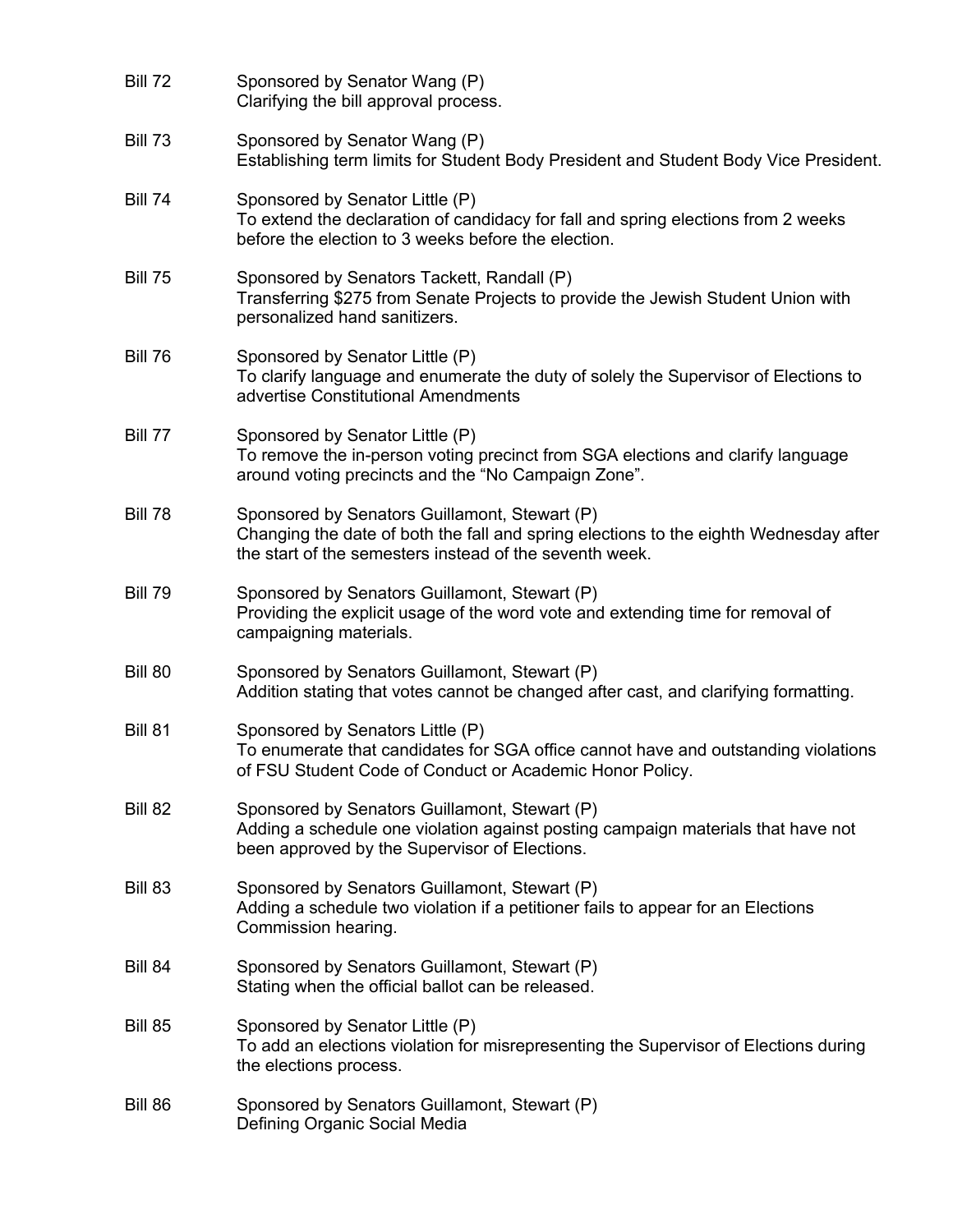Bill 72 Sponsored by Senator Wang (P)
Clarifying the bill approval process.

Bill 73 Sponsored by Senator Wang (P)
Establishing term limits for Student Body President and Student Body Vice President.

Bill 74 Sponsored by Senator Little (P)
To extend the declaration of candidacy for fall and spring elections from 2 weeks before the election to 3 weeks before the election.

Bill 75 Sponsored by Senators Tackett, Randall (P)
Transferring $275 from Senate Projects to provide the Jewish Student Union with personalized hand sanitizers.

Bill 76 Sponsored by Senator Little (P)
To clarify language and enumerate the duty of solely the Supervisor of Elections to advertise Constitutional Amendments

Bill 77 Sponsored by Senator Little (P)
To remove the in-person voting precinct from SGA elections and clarify language around voting precincts and the "No Campaign Zone".

Bill 78 Sponsored by Senators Guillamont, Stewart (P)
Changing the date of both the fall and spring elections to the eighth Wednesday after the start of the semesters instead of the seventh week.

Bill 79 Sponsored by Senators Guillamont, Stewart (P)
Providing the explicit usage of the word vote and extending time for removal of campaigning materials.

Bill 80 Sponsored by Senators Guillamont, Stewart (P)
Addition stating that votes cannot be changed after cast, and clarifying formatting.

Bill 81 Sponsored by Senators Little (P)
To enumerate that candidates for SGA office cannot have and outstanding violations of FSU Student Code of Conduct or Academic Honor Policy.

Bill 82 Sponsored by Senators Guillamont, Stewart (P)
Adding a schedule one violation against posting campaign materials that have not been approved by the Supervisor of Elections.

Bill 83 Sponsored by Senators Guillamont, Stewart (P)
Adding a schedule two violation if a petitioner fails to appear for an Elections Commission hearing.

Bill 84 Sponsored by Senators Guillamont, Stewart (P)
Stating when the official ballot can be released.

Bill 85 Sponsored by Senator Little (P)
To add an elections violation for misrepresenting the Supervisor of Elections during the elections process.

Bill 86 Sponsored by Senators Guillamont, Stewart (P)
Defining Organic Social Media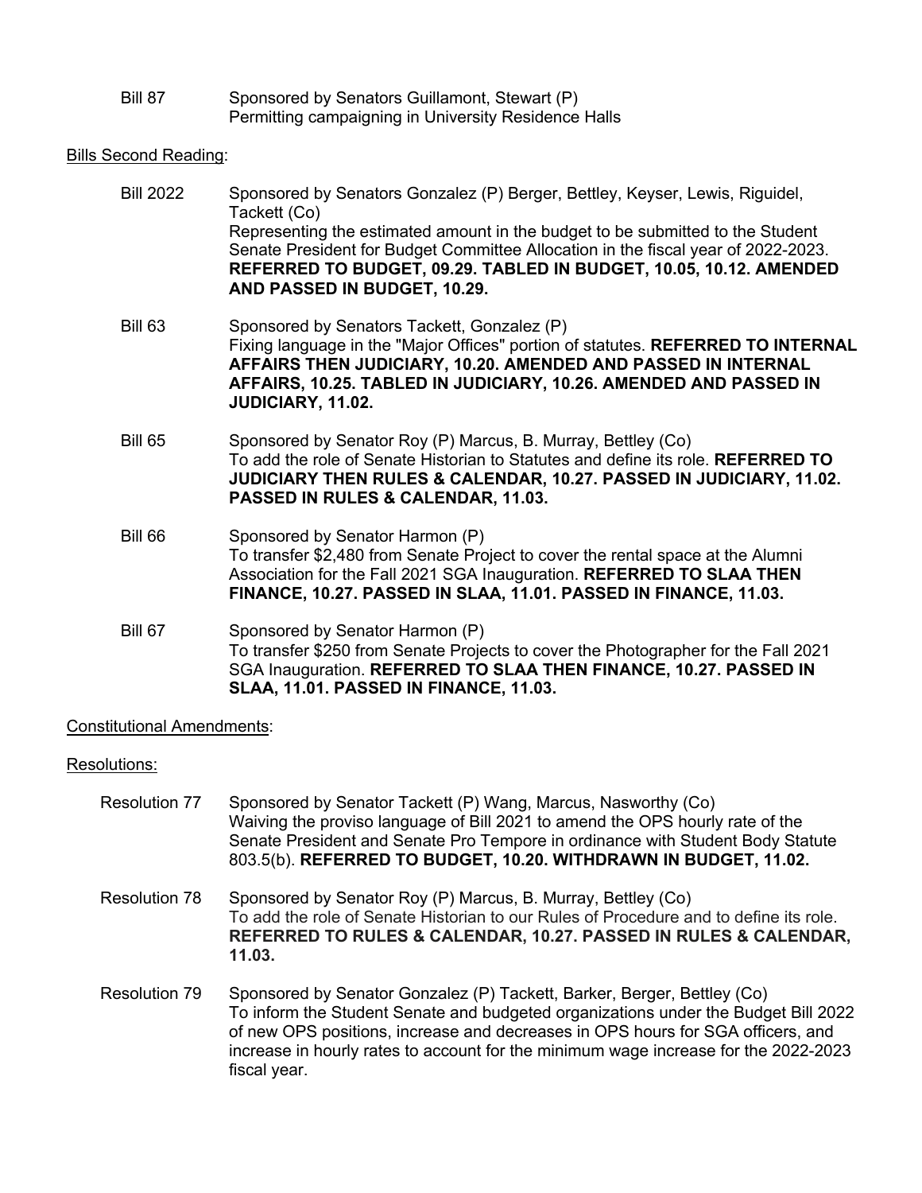Bill 87 Sponsored by Senators Guillamont, Stewart (P)
Permitting campaigning in University Residence Halls

Bills Second Reading:

Bill 2022 Sponsored by Senators Gonzalez (P) Berger, Bettley, Keyser, Lewis, Riguidel, Tackett (Co)
Representing the estimated amount in the budget to be submitted to the Student Senate President for Budget Committee Allocation in the fiscal year of 2022-2023. **REFERRED TO BUDGET, 09.29. TABLED IN BUDGET, 10.05, 10.12. AMENDED AND PASSED IN BUDGET, 10.29.**

Bill 63 Sponsored by Senators Tackett, Gonzalez (P)
Fixing language in the "Major Offices" portion of statutes. **REFERRED TO INTERNAL AFFAIRS THEN JUDICIARY, 10.20. AMENDED AND PASSED IN INTERNAL AFFAIRS, 10.25. TABLED IN JUDICIARY, 10.26. AMENDED AND PASSED IN JUDICIARY, 11.02.**

Bill 65 Sponsored by Senator Roy (P) Marcus, B. Murray, Bettley (Co)
To add the role of Senate Historian to Statutes and define its role. **REFERRED TO JUDICIARY THEN RULES & CALENDAR, 10.27. PASSED IN JUDICIARY, 11.02. PASSED IN RULES & CALENDAR, 11.03.**

Bill 66 Sponsored by Senator Harmon (P)
To transfer $2,480 from Senate Project to cover the rental space at the Alumni Association for the Fall 2021 SGA Inauguration. **REFERRED TO SLAA THEN FINANCE, 10.27. PASSED IN SLAA, 11.01. PASSED IN FINANCE, 11.03.**

Bill 67 Sponsored by Senator Harmon (P)
To transfer $250 from Senate Projects to cover the Photographer for the Fall 2021 SGA Inauguration. **REFERRED TO SLAA THEN FINANCE, 10.27. PASSED IN SLAA, 11.01. PASSED IN FINANCE, 11.03.**

Constitutional Amendments:

Resolutions:

Resolution 77 Sponsored by Senator Tackett (P) Wang, Marcus, Nasworthy (Co)
Waiving the proviso language of Bill 2021 to amend the OPS hourly rate of the Senate President and Senate Pro Tempore in ordinance with Student Body Statute 803.5(b). **REFERRED TO BUDGET, 10.20. WITHDRAWN IN BUDGET, 11.02.**

Resolution 78 Sponsored by Senator Roy (P) Marcus, B. Murray, Bettley (Co)
To add the role of Senate Historian to our Rules of Procedure and to define its role. **REFERRED TO RULES & CALENDAR, 10.27. PASSED IN RULES & CALENDAR, 11.03.**

Resolution 79 Sponsored by Senator Gonzalez (P) Tackett, Barker, Berger, Bettley (Co)
To inform the Student Senate and budgeted organizations under the Budget Bill 2022 of new OPS positions, increase and decreases in OPS hours for SGA officers, and increase in hourly rates to account for the minimum wage increase for the 2022-2023 fiscal year.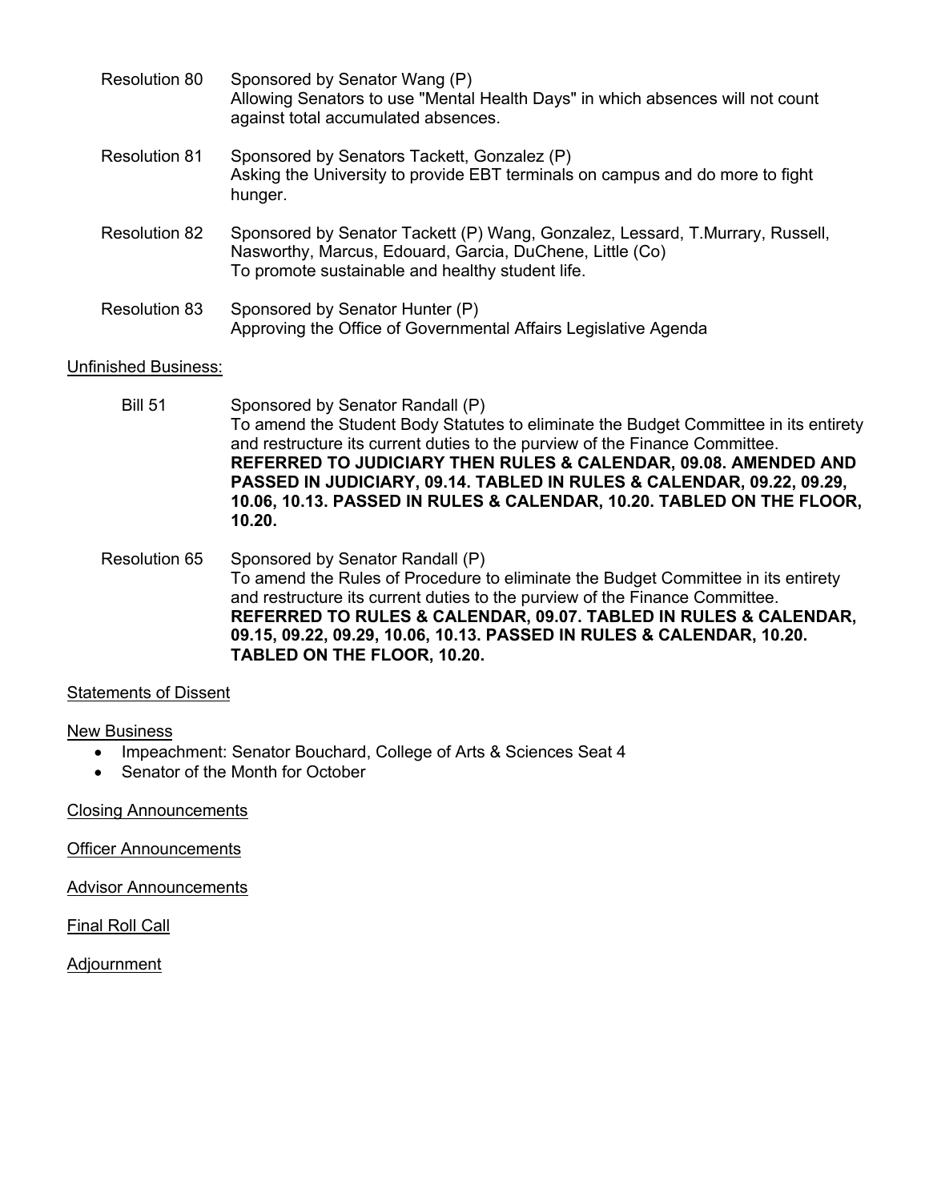Resolution 80 Sponsored by Senator Wang (P)
Allowing Senators to use "Mental Health Days" in which absences will not count against total accumulated absences.

Resolution 81 Sponsored by Senators Tackett, Gonzalez (P)
Asking the University to provide EBT terminals on campus and do more to fight hunger.

Resolution 82 Sponsored by Senator Tackett (P) Wang, Gonzalez, Lessard, T.Murrary, Russell, Nasworthy, Marcus, Edouard, Garcia, DuChene, Little (Co)
To promote sustainable and healthy student life.

Resolution 83 Sponsored by Senator Hunter (P)
Approving the Office of Governmental Affairs Legislative Agenda

Unfinished Business:

Bill 51 Sponsored by Senator Randall (P)
To amend the Student Body Statutes to eliminate the Budget Committee in its entirety and restructure its current duties to the purview of the Finance Committee.
**REFERRED TO JUDICIARY THEN RULES & CALENDAR, 09.08. AMENDED AND PASSED IN JUDICIARY, 09.14. TABLED IN RULES & CALENDAR, 09.22, 09.29, 10.06, 10.13. PASSED IN RULES & CALENDAR, 10.20. TABLED ON THE FLOOR, 10.20.**

Resolution 65 Sponsored by Senator Randall (P)
To amend the Rules of Procedure to eliminate the Budget Committee in its entirety and restructure its current duties to the purview of the Finance Committee.
**REFERRED TO RULES & CALENDAR, 09.07. TABLED IN RULES & CALENDAR, 09.15, 09.22, 09.29, 10.06, 10.13. PASSED IN RULES & CALENDAR, 10.20. TABLED ON THE FLOOR, 10.20.**

Statements of Dissent

New Business

- Impeachment: Senator Bouchard, College of Arts & Sciences Seat 4
- Senator of the Month for October

Closing Announcements

Officer Announcements

Advisor Announcements

Final Roll Call

Adjournment